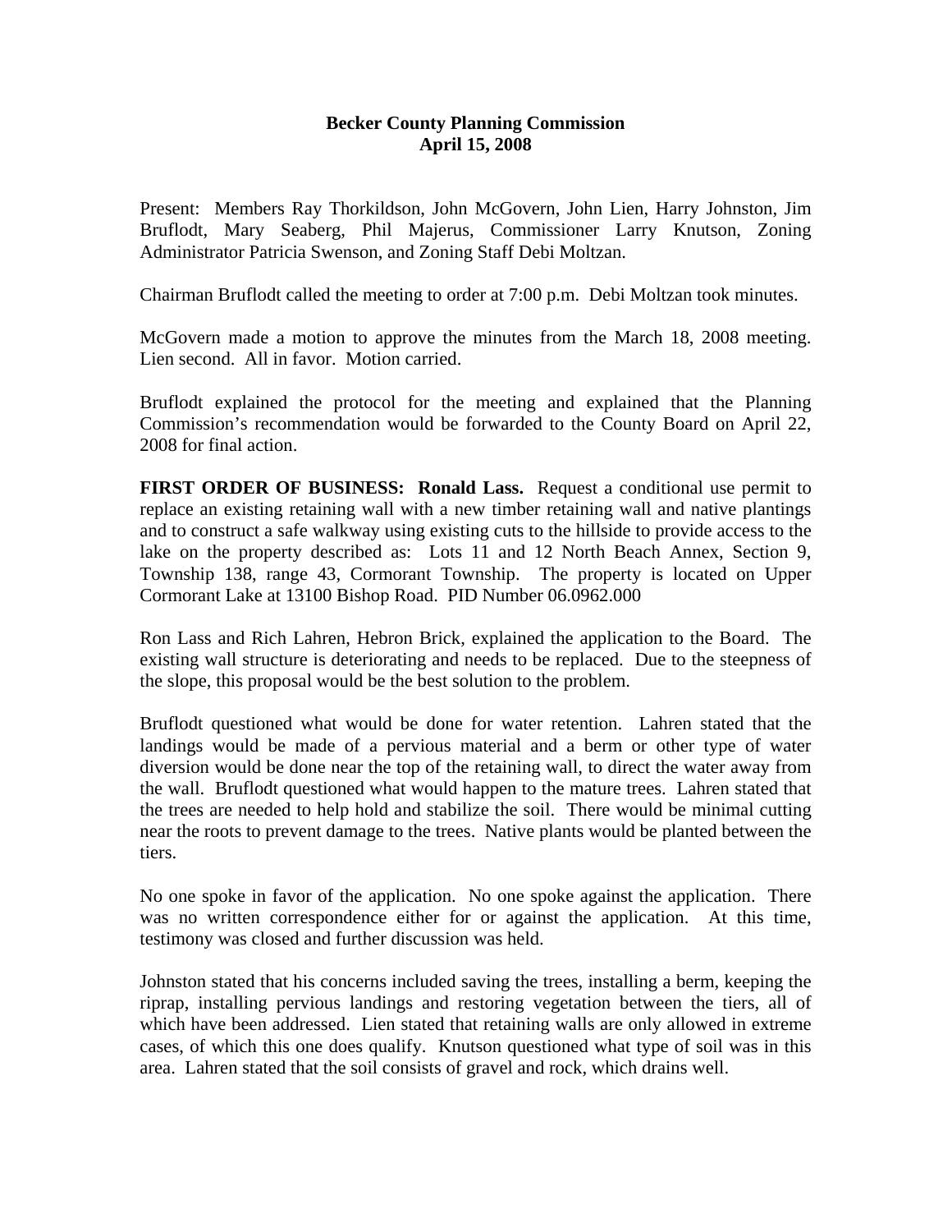**Becker County Planning Commission**
**April 15, 2008**

Present: Members Ray Thorkildson, John McGovern, John Lien, Harry Johnston, Jim Bruflodt, Mary Seaberg, Phil Majerus, Commissioner Larry Knutson, Zoning Administrator Patricia Swenson, and Zoning Staff Debi Moltzan.

Chairman Bruflodt called the meeting to order at 7:00 p.m. Debi Moltzan took minutes.

McGovern made a motion to approve the minutes from the March 18, 2008 meeting. Lien second. All in favor. Motion carried.

Bruflodt explained the protocol for the meeting and explained that the Planning Commission's recommendation would be forwarded to the County Board on April 22, 2008 for final action.

**FIRST ORDER OF BUSINESS: Ronald Lass.** Request a conditional use permit to replace an existing retaining wall with a new timber retaining wall and native plantings and to construct a safe walkway using existing cuts to the hillside to provide access to the lake on the property described as: Lots 11 and 12 North Beach Annex, Section 9, Township 138, range 43, Cormorant Township. The property is located on Upper Cormorant Lake at 13100 Bishop Road. PID Number 06.0962.000

Ron Lass and Rich Lahren, Hebron Brick, explained the application to the Board. The existing wall structure is deteriorating and needs to be replaced. Due to the steepness of the slope, this proposal would be the best solution to the problem.

Bruflodt questioned what would be done for water retention. Lahren stated that the landings would be made of a pervious material and a berm or other type of water diversion would be done near the top of the retaining wall, to direct the water away from the wall. Bruflodt questioned what would happen to the mature trees. Lahren stated that the trees are needed to help hold and stabilize the soil. There would be minimal cutting near the roots to prevent damage to the trees. Native plants would be planted between the tiers.

No one spoke in favor of the application. No one spoke against the application. There was no written correspondence either for or against the application. At this time, testimony was closed and further discussion was held.

Johnston stated that his concerns included saving the trees, installing a berm, keeping the riprap, installing pervious landings and restoring vegetation between the tiers, all of which have been addressed. Lien stated that retaining walls are only allowed in extreme cases, of which this one does qualify. Knutson questioned what type of soil was in this area. Lahren stated that the soil consists of gravel and rock, which drains well.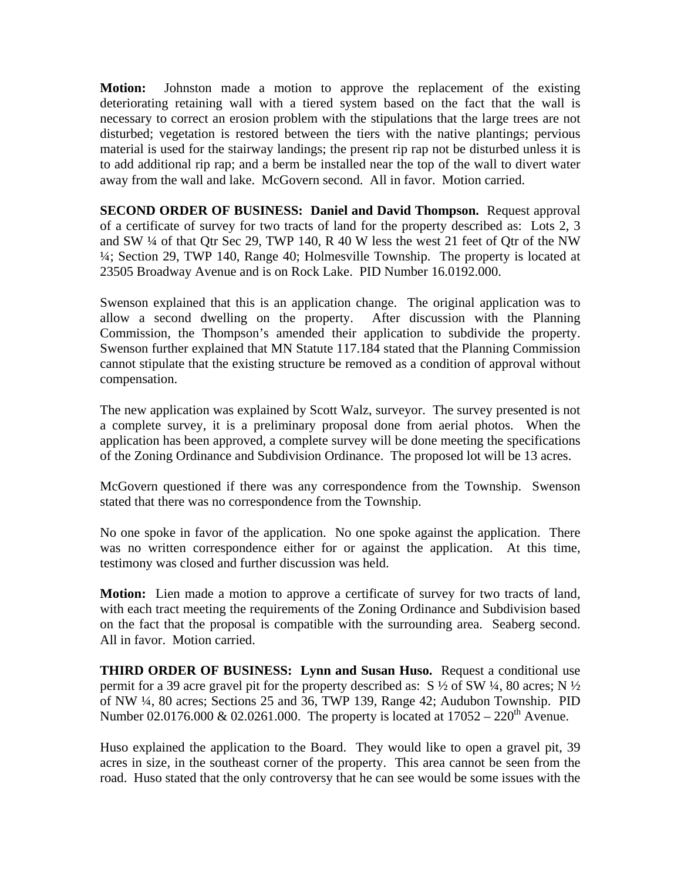**Motion:** Johnston made a motion to approve the replacement of the existing deteriorating retaining wall with a tiered system based on the fact that the wall is necessary to correct an erosion problem with the stipulations that the large trees are not disturbed; vegetation is restored between the tiers with the native plantings; pervious material is used for the stairway landings; the present rip rap not be disturbed unless it is to add additional rip rap; and a berm be installed near the top of the wall to divert water away from the wall and lake. McGovern second. All in favor. Motion carried.

**SECOND ORDER OF BUSINESS: Daniel and David Thompson.** Request approval of a certificate of survey for two tracts of land for the property described as: Lots 2, 3 and SW ¼ of that Qtr Sec 29, TWP 140, R 40 W less the west 21 feet of Qtr of the NW ¼; Section 29, TWP 140, Range 40; Holmesville Township. The property is located at 23505 Broadway Avenue and is on Rock Lake. PID Number 16.0192.000.

Swenson explained that this is an application change. The original application was to allow a second dwelling on the property. After discussion with the Planning Commission, the Thompson's amended their application to subdivide the property. Swenson further explained that MN Statute 117.184 stated that the Planning Commission cannot stipulate that the existing structure be removed as a condition of approval without compensation.

The new application was explained by Scott Walz, surveyor. The survey presented is not a complete survey, it is a preliminary proposal done from aerial photos. When the application has been approved, a complete survey will be done meeting the specifications of the Zoning Ordinance and Subdivision Ordinance. The proposed lot will be 13 acres.

McGovern questioned if there was any correspondence from the Township. Swenson stated that there was no correspondence from the Township.

No one spoke in favor of the application. No one spoke against the application. There was no written correspondence either for or against the application. At this time, testimony was closed and further discussion was held.

**Motion:** Lien made a motion to approve a certificate of survey for two tracts of land, with each tract meeting the requirements of the Zoning Ordinance and Subdivision based on the fact that the proposal is compatible with the surrounding area. Seaberg second. All in favor. Motion carried.

**THIRD ORDER OF BUSINESS: Lynn and Susan Huso.** Request a conditional use permit for a 39 acre gravel pit for the property described as: S ½ of SW ¼, 80 acres; N ½ of NW ¼, 80 acres; Sections 25 and 36, TWP 139, Range 42; Audubon Township. PID Number 02.0176.000 & 02.0261.000. The property is located at 17052 – 220th Avenue.

Huso explained the application to the Board. They would like to open a gravel pit, 39 acres in size, in the southeast corner of the property. This area cannot be seen from the road. Huso stated that the only controversy that he can see would be some issues with the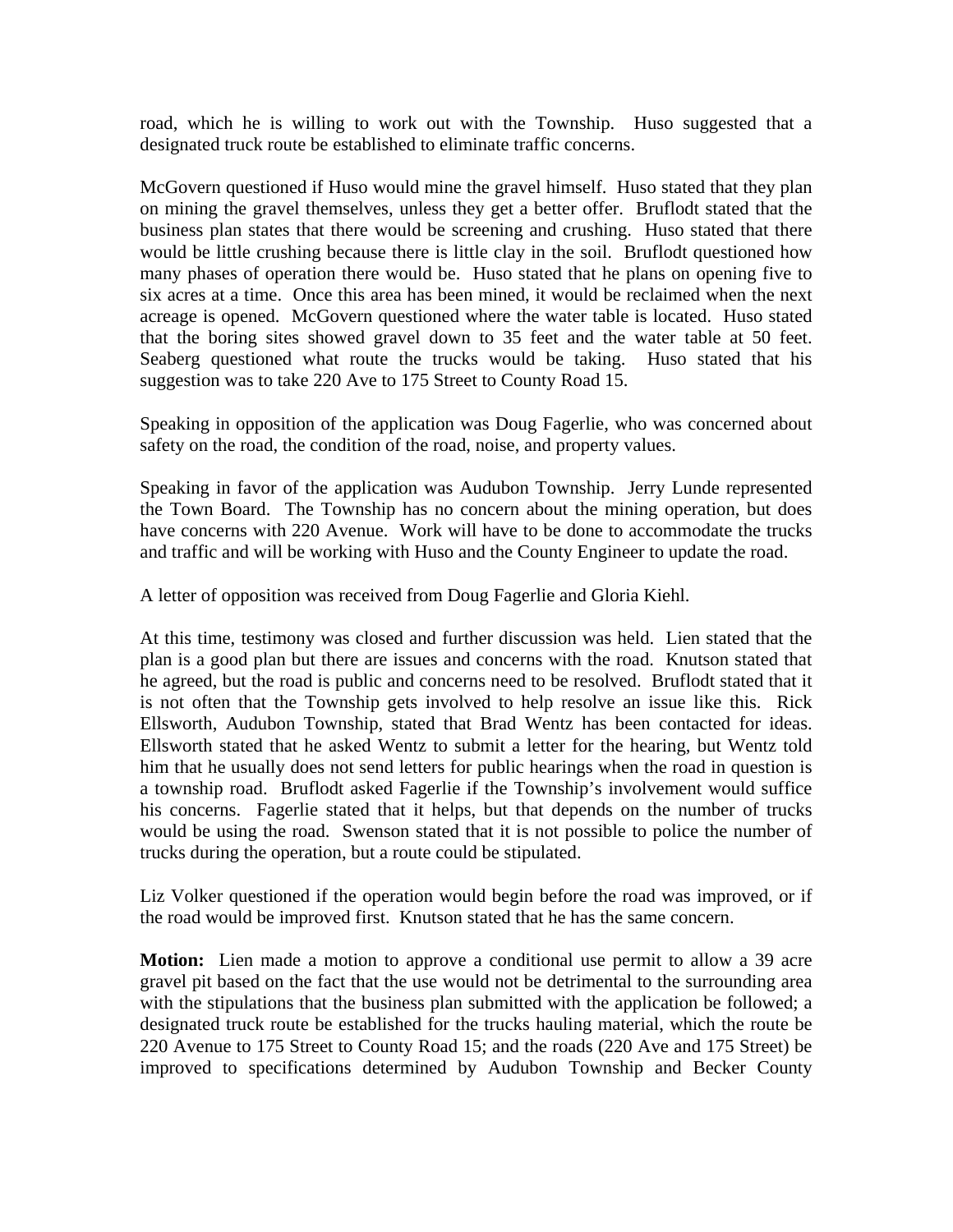road, which he is willing to work out with the Township. Huso suggested that a designated truck route be established to eliminate traffic concerns.

McGovern questioned if Huso would mine the gravel himself. Huso stated that they plan on mining the gravel themselves, unless they get a better offer. Bruflodt stated that the business plan states that there would be screening and crushing. Huso stated that there would be little crushing because there is little clay in the soil. Bruflodt questioned how many phases of operation there would be. Huso stated that he plans on opening five to six acres at a time. Once this area has been mined, it would be reclaimed when the next acreage is opened. McGovern questioned where the water table is located. Huso stated that the boring sites showed gravel down to 35 feet and the water table at 50 feet. Seaberg questioned what route the trucks would be taking. Huso stated that his suggestion was to take 220 Ave to 175 Street to County Road 15.

Speaking in opposition of the application was Doug Fagerlie, who was concerned about safety on the road, the condition of the road, noise, and property values.

Speaking in favor of the application was Audubon Township. Jerry Lunde represented the Town Board. The Township has no concern about the mining operation, but does have concerns with 220 Avenue. Work will have to be done to accommodate the trucks and traffic and will be working with Huso and the County Engineer to update the road.

A letter of opposition was received from Doug Fagerlie and Gloria Kiehl.

At this time, testimony was closed and further discussion was held. Lien stated that the plan is a good plan but there are issues and concerns with the road. Knutson stated that he agreed, but the road is public and concerns need to be resolved. Bruflodt stated that it is not often that the Township gets involved to help resolve an issue like this. Rick Ellsworth, Audubon Township, stated that Brad Wentz has been contacted for ideas. Ellsworth stated that he asked Wentz to submit a letter for the hearing, but Wentz told him that he usually does not send letters for public hearings when the road in question is a township road. Bruflodt asked Fagerlie if the Township's involvement would suffice his concerns. Fagerlie stated that it helps, but that depends on the number of trucks would be using the road. Swenson stated that it is not possible to police the number of trucks during the operation, but a route could be stipulated.

Liz Volker questioned if the operation would begin before the road was improved, or if the road would be improved first. Knutson stated that he has the same concern.

**Motion:** Lien made a motion to approve a conditional use permit to allow a 39 acre gravel pit based on the fact that the use would not be detrimental to the surrounding area with the stipulations that the business plan submitted with the application be followed; a designated truck route be established for the trucks hauling material, which the route be 220 Avenue to 175 Street to County Road 15; and the roads (220 Ave and 175 Street) be improved to specifications determined by Audubon Township and Becker County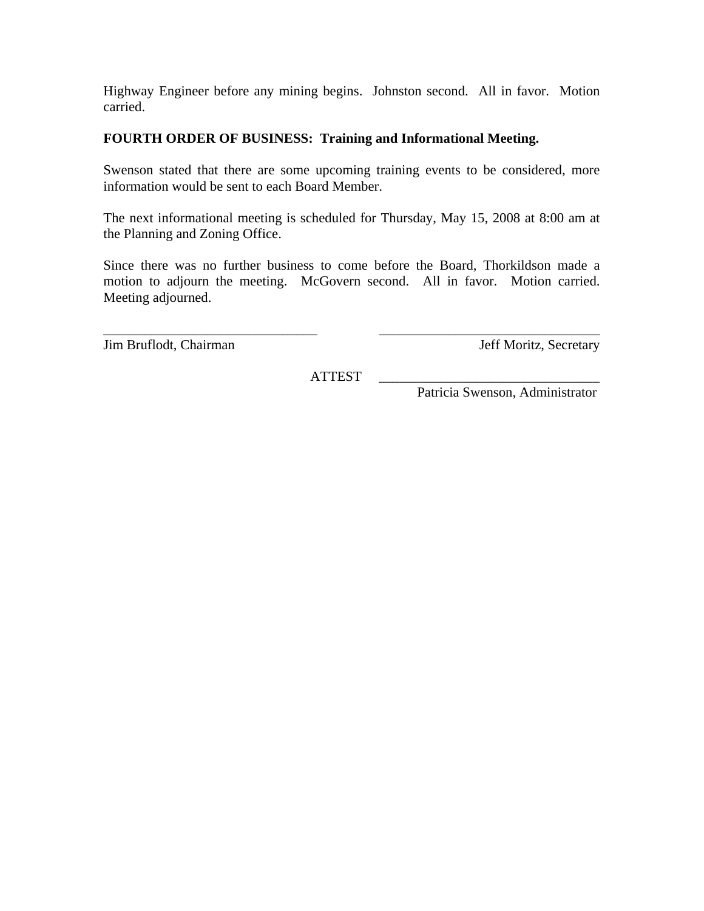Highway Engineer before any mining begins. Johnston second. All in favor. Motion carried.

**FOURTH ORDER OF BUSINESS: Training and Informational Meeting.**

Swenson stated that there are some upcoming training events to be considered, more information would be sent to each Board Member.

The next informational meeting is scheduled for Thursday, May 15, 2008 at 8:00 am at the Planning and Zoning Office.

Since there was no further business to come before the Board, Thorkildson made a motion to adjourn the meeting. McGovern second. All in favor. Motion carried. Meeting adjourned.

_______________________________ _______________________________

Jim Bruflodt, Chairman Jeff Moritz, Secretary

ATTEST _______________________________

Patricia Swenson, Administrator